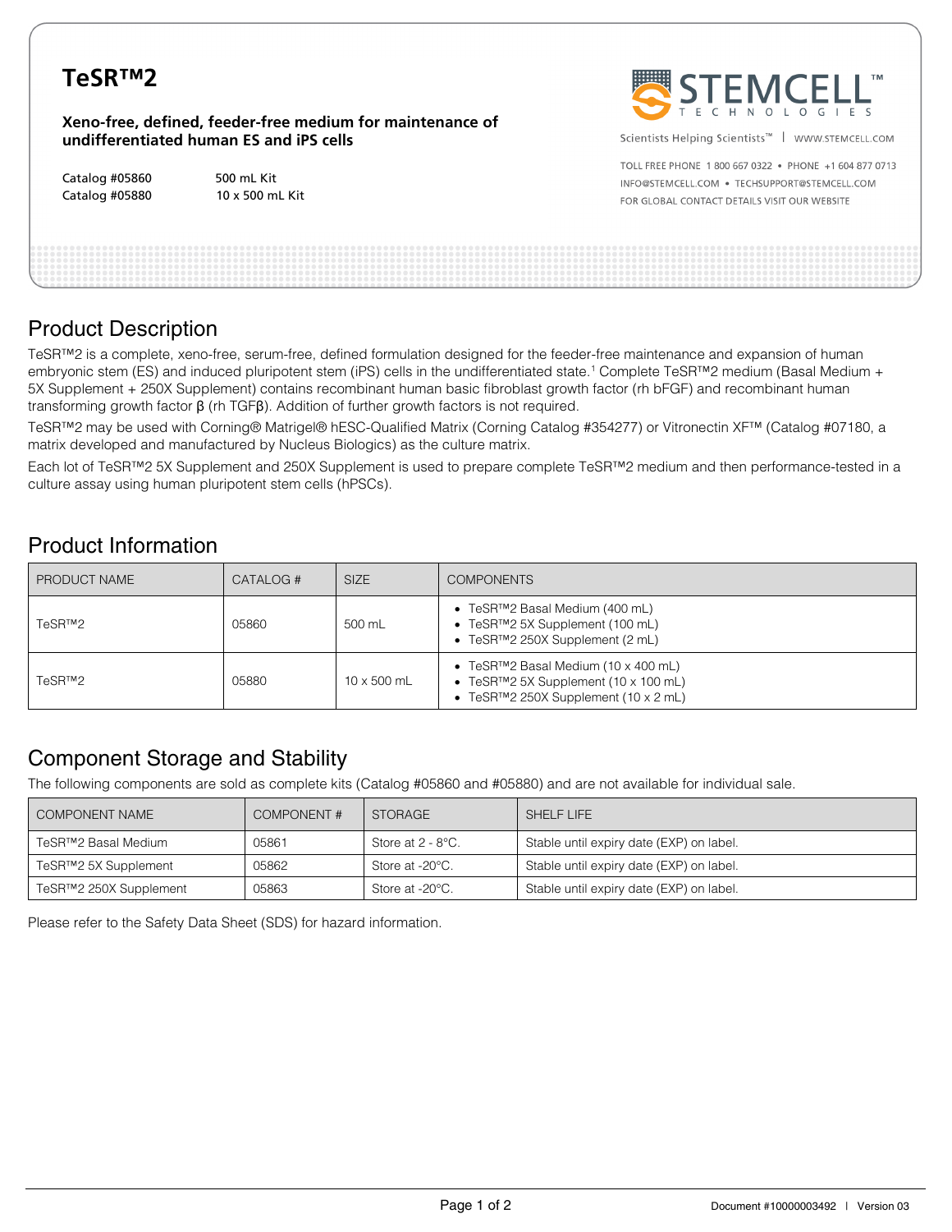# TeSR™2

**Xeno-free, defined, feeder-free medium for maintenance of undifferentiated human ES and iPS cells**

Catalog #05860 500 mL Kit
Catalog #05880 10 x 500 mL Kit

STEMCELL TECHNOLOGIES

Scientists Helping Scientists™ | WWW.STEMCELL.COM

TOLL FREE PHONE 1 800 667 0322 • PHONE +1 604 877 0713
INFO@STEMCELL.COM • TECHSUPPORT@STEMCELL.COM
FOR GLOBAL CONTACT DETAILS VISIT OUR WEBSITE

## Product Description

TeSR™2 is a complete, xeno-free, serum-free, defined formulation designed for the feeder-free maintenance and expansion of human embryonic stem (ES) and induced pluripotent stem (iPS) cells in the undifferentiated state.[1] Complete TeSR™2 medium (Basal Medium + 5X Supplement + 250X Supplement) contains recombinant human basic fibroblast growth factor (rh bFGF) and recombinant human transforming growth factor β (rh TGFβ). Addition of further growth factors is not required.

TeSR™2 may be used with Corning® Matrigel® hESC-Qualified Matrix (Corning Catalog #354277) or Vitronectin XF™ (Catalog #07180, a matrix developed and manufactured by Nucleus Biologics) as the culture matrix.

Each lot of TeSR™2 5X Supplement and 250X Supplement is used to prepare complete TeSR™2 medium and then performance-tested in a culture assay using human pluripotent stem cells (hPSCs).

## Product Information

| PRODUCT NAME | CATALOG # | SIZE | COMPONENTS |
|---|---|---|---|
| TeSR™2 | 05860 | 500 mL | • TeSR™2 Basal Medium (400 mL)<br>• TeSR™2 5X Supplement (100 mL)<br>• TeSR™2 250X Supplement (2 mL) |
| TeSR™2 | 05880 | 10 x 500 mL | • TeSR™2 Basal Medium (10 x 400 mL)<br>• TeSR™2 5X Supplement (10 x 100 mL)<br>• TeSR™2 250X Supplement (10 x 2 mL) |

## Component Storage and Stability

The following components are sold as complete kits (Catalog #05860 and #05880) and are not available for individual sale.

| COMPONENT NAME | COMPONENT # | STORAGE | SHELF LIFE |
|---|---|---|---|
| TeSR™2 Basal Medium | 05861 | Store at 2 - 8°C. | Stable until expiry date (EXP) on label. |
| TeSR™2 5X Supplement | 05862 | Store at -20°C. | Stable until expiry date (EXP) on label. |
| TeSR™2 250X Supplement | 05863 | Store at -20°C. | Stable until expiry date (EXP) on label. |

Please refer to the Safety Data Sheet (SDS) for hazard information.

Document #10000003492 | Version 03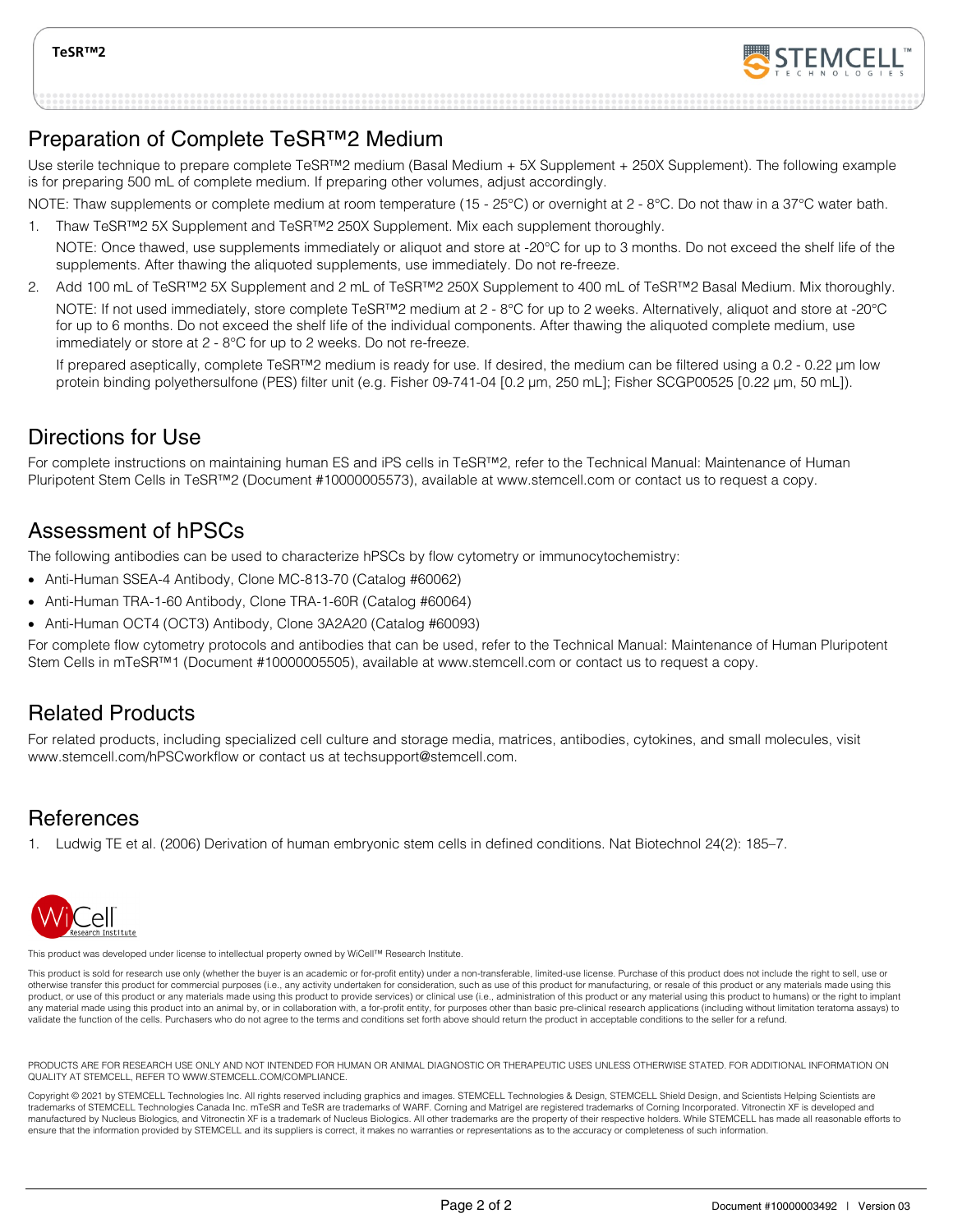## Preparation of Complete TeSR™2 Medium

Use sterile technique to prepare complete TeSR™2 medium (Basal Medium + 5X Supplement + 250X Supplement). The following example is for preparing 500 mL of complete medium. If preparing other volumes, adjust accordingly.

NOTE: Thaw supplements or complete medium at room temperature (15 - 25°C) or overnight at 2 - 8°C. Do not thaw in a 37°C water bath.

1. Thaw TeSR™2 5X Supplement and TeSR™2 250X Supplement. Mix each supplement thoroughly.

   NOTE: Once thawed, use supplements immediately or aliquot and store at -20°C for up to 3 months. Do not exceed the shelf life of the supplements. After thawing the aliquoted supplements, use immediately. Do not re-freeze.

2. Add 100 mL of TeSR™2 5X Supplement and 2 mL of TeSR™2 250X Supplement to 400 mL of TeSR™2 Basal Medium. Mix thoroughly.

   NOTE: If not used immediately, store complete TeSR™2 medium at 2 - 8°C for up to 2 weeks. Alternatively, aliquot and store at -20°C for up to 6 months. Do not exceed the shelf life of the individual components. After thawing the aliquoted complete medium, use immediately or store at 2 - 8°C for up to 2 weeks. Do not re-freeze.

   If prepared aseptically, complete TeSR™2 medium is ready for use. If desired, the medium can be filtered using a 0.2 - 0.22 µm low protein binding polyethersulfone (PES) filter unit (e.g. Fisher 09-741-04 [0.2 µm, 250 mL]; Fisher SCGP00525 [0.22 µm, 50 mL]).

## Directions for Use

For complete instructions on maintaining human ES and iPS cells in TeSR™2, refer to the Technical Manual: Maintenance of Human Pluripotent Stem Cells in TeSR™2 (Document #10000005573), available at www.stemcell.com or contact us to request a copy.

## Assessment of hPSCs

The following antibodies can be used to characterize hPSCs by flow cytometry or immunocytochemistry:

- Anti-Human SSEA-4 Antibody, Clone MC-813-70 (Catalog #60062)
- Anti-Human TRA-1-60 Antibody, Clone TRA-1-60R (Catalog #60064)
- Anti-Human OCT4 (OCT3) Antibody, Clone 3A2A20 (Catalog #60093)

For complete flow cytometry protocols and antibodies that can be used, refer to the Technical Manual: Maintenance of Human Pluripotent Stem Cells in mTeSR™1 (Document #10000005505), available at www.stemcell.com or contact us to request a copy.

## Related Products

For related products, including specialized cell culture and storage media, matrices, antibodies, cytokines, and small molecules, visit www.stemcell.com/hPSCworkflow or contact us at techsupport@stemcell.com.

## References

1. Ludwig TE et al. (2006) Derivation of human embryonic stem cells in defined conditions. Nat Biotechnol 24(2): 185–7.

This product was developed under license to intellectual property owned by WiCell™ Research Institute.

This product is sold for research use only (whether the buyer is an academic or for-profit entity) under a non-transferable, limited-use license. Purchase of this product does not include the right to sell, use or otherwise transfer this product for commercial purposes (i.e., any activity undertaken for consideration, such as use of this product for manufacturing, or resale of this product or any materials made using this product, or use of this product or any materials made using this product to provide services) or clinical use (i.e., administration of this product or any material using this product to humans) or the right to implant any material made using this product into an animal by, or in collaboration with, a for-profit entity, for purposes other than basic pre-clinical research applications (including without limitation teratoma assays) to validate the function of the cells. Purchasers who do not agree to the terms and conditions set forth above should return the product in acceptable conditions to the seller for a refund.

PRODUCTS ARE FOR RESEARCH USE ONLY AND NOT INTENDED FOR HUMAN OR ANIMAL DIAGNOSTIC OR THERAPEUTIC USES UNLESS OTHERWISE STATED. FOR ADDITIONAL INFORMATION ON QUALITY AT STEMCELL, REFER TO WWW.STEMCELL.COM/COMPLIANCE.

Copyright © 2021 by STEMCELL Technologies Inc. All rights reserved including graphics and images. STEMCELL Technologies & Design, STEMCELL Shield Design, and Scientists Helping Scientists are trademarks of STEMCELL Technologies Canada Inc. mTeSR and TeSR are trademarks of WARF. Corning and Matrigel are registered trademarks of Corning Incorporated. Vitronectin XF is developed and manufactured by Nucleus Biologics, and Vitronectin XF is a trademark of Nucleus Biologics. All other trademarks are the property of their respective holders. While STEMCELL has made all reasonable efforts to ensure that the information provided by STEMCELL and its suppliers is correct, it makes no warranties or representations as to the accuracy or completeness of such information.